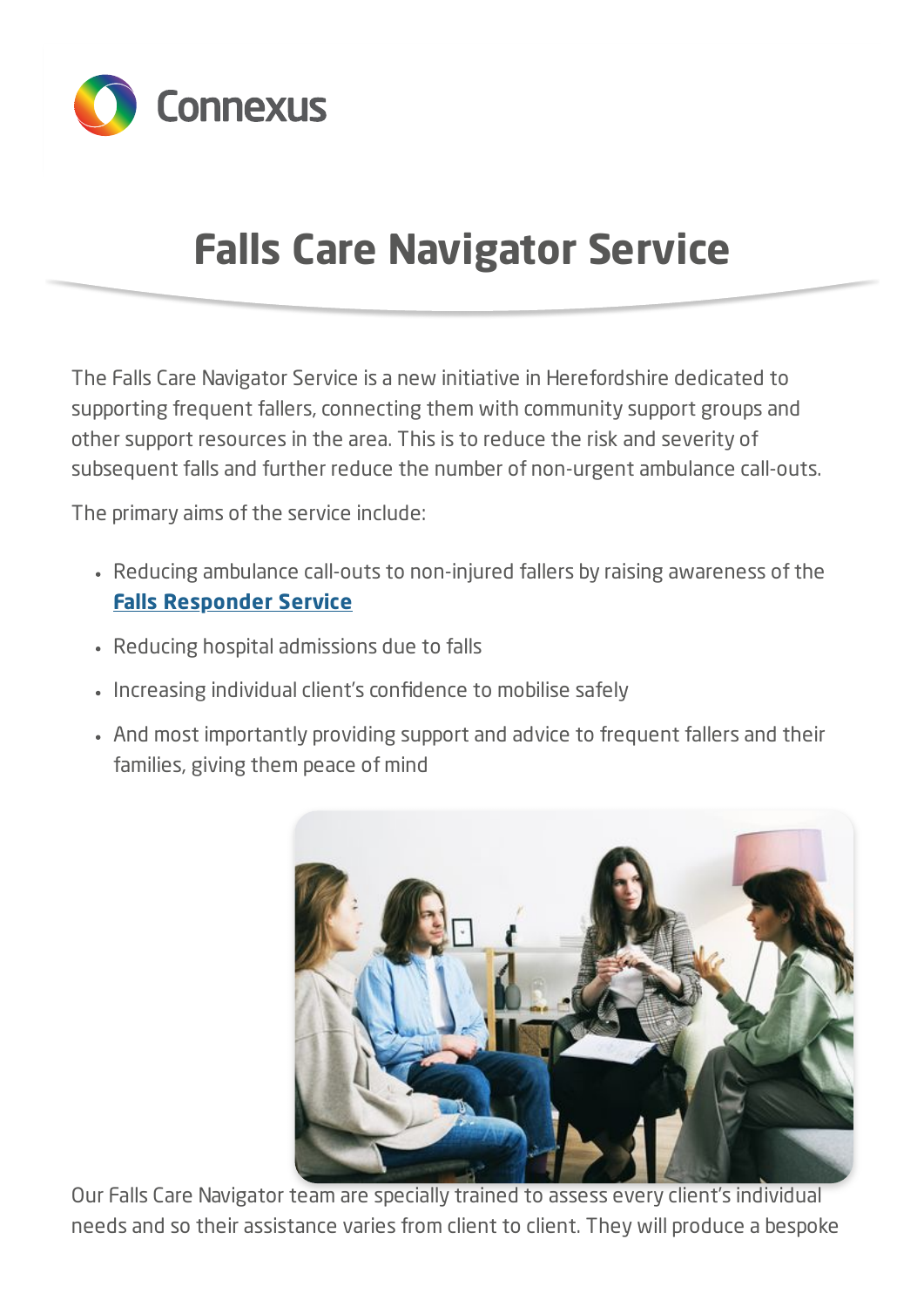Connexus

# Falls Care Navigator Service

The Falls Care Navigator Service is a new initiative in Herefordshire dedicated to supporting frequent fallers, connecting them with community support groups and other support resources in the area. This is to reduce the risk and severity of subsequent falls and further reduce the number of non-urgent ambulance call-outs.

The primary aims of the service include:

- Reducing ambulance call-outs to non-injured fallers by raising awareness of the **Falls Responder Service**
- Reducing hospital admissions due to falls
- Increasing individual client's confidence to mobilise safely
- And most importantly providing support and advice to frequent fallers and their families, giving them peace of mind

Our Falls Care Navigator team are specially trained to assess every client's individual needs and so their assistance varies from client to client. They will produce a bespoke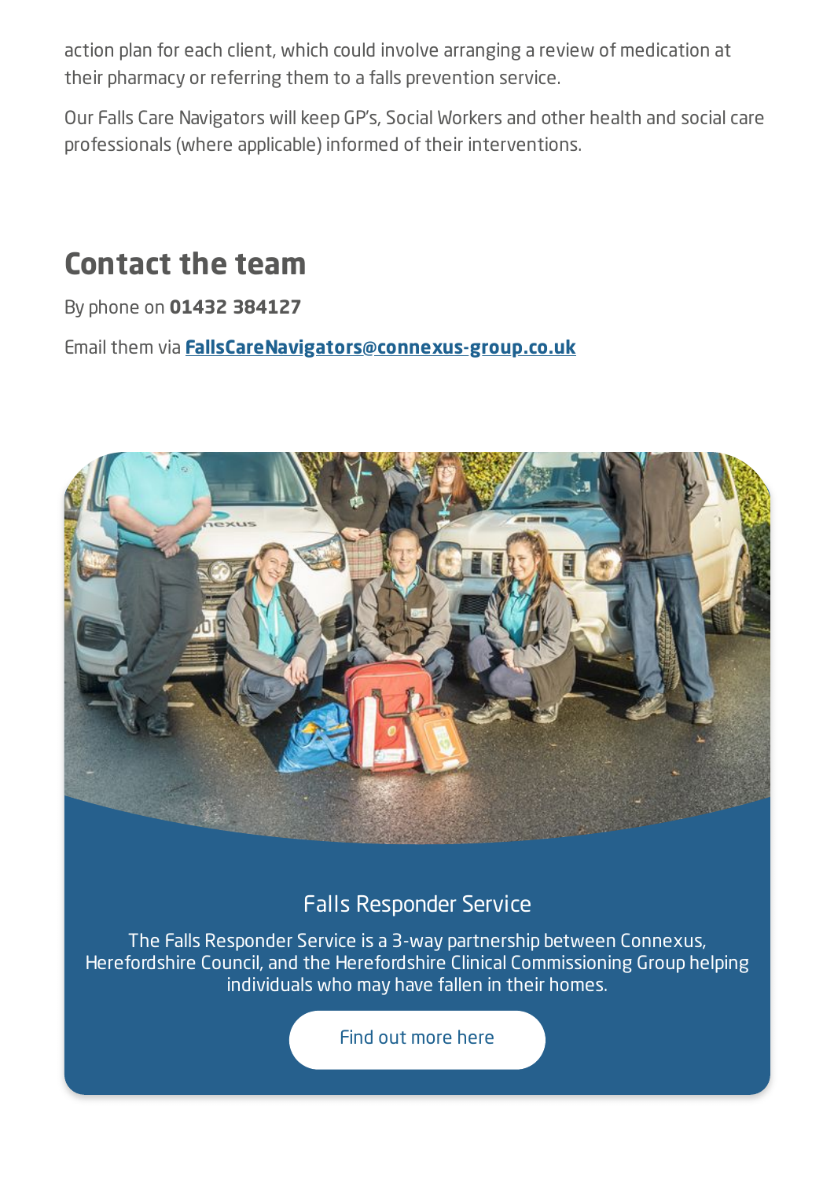action plan for each client, which could involve arranging a review of medication at their pharmacy or referring them to a falls prevention service.

Our Falls Care Navigators will keep GP's, Social Workers and other health and social care professionals (where applicable) informed of their interventions.

## Contact the team

By phone on **01432 384127**

Email them via **FallsCareNavigators@connexus-group.co.uk**

### Falls Responder Service

The Falls Responder Service is a 3-way partnership between Connexus, Herefordshire Council, and the Herefordshire Clinical Commissioning Group helping individuals who may have fallen in their homes.

Find out more here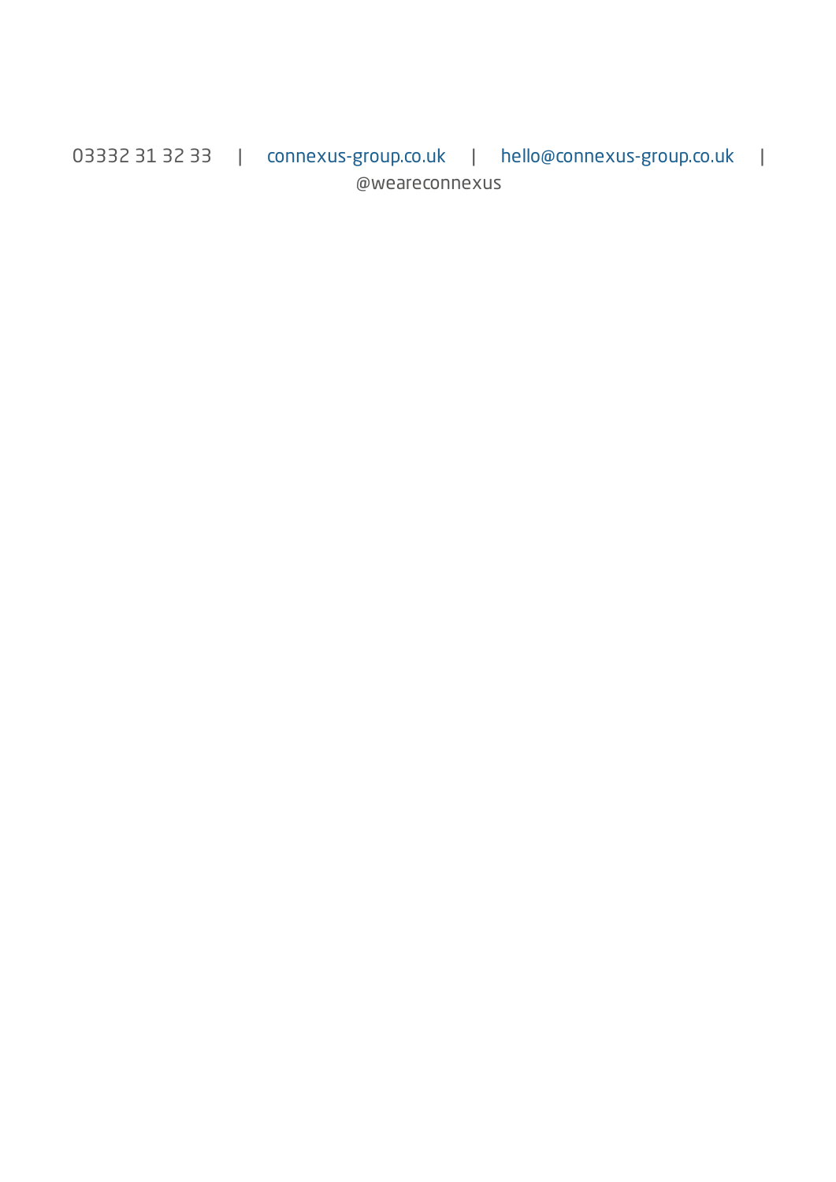03332 31 32 33 | connexus-group.co.uk | hello@connexus-group.co.uk | @weareconnexus